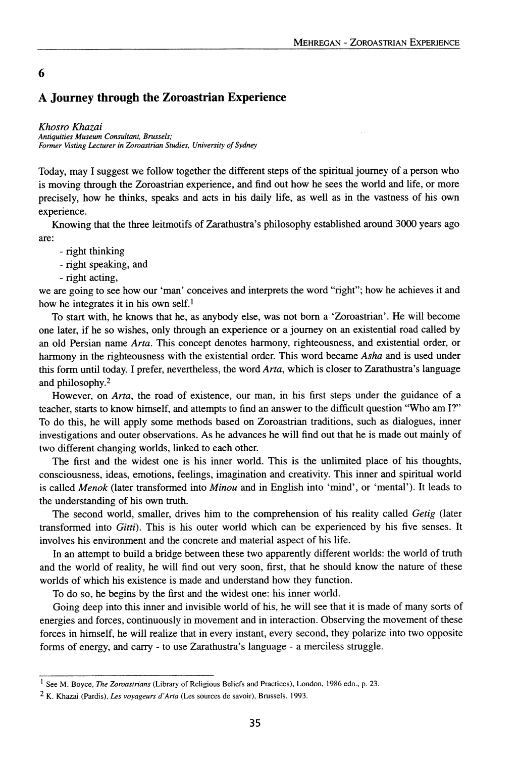# 6

## A Journey through the Zoroastrian Experience

*Khosro Khazai*
*Antiquities Museum Consultant, Brussels;*
*Former Visting Lecturer in Zoroastrian Studies, University of Sydney*

Today, may I suggest we follow together the different steps of the spiritual journey of a person who is moving through the Zoroastrian experience, and find out how he sees the world and life, or more precisely, how he thinks, speaks and acts in his daily life, as well as in the vastness of his own experience.

Knowing that the three leitmotifs of Zarathustra's philosophy established around 3000 years ago are:

- right thinking
- right speaking, and
- right acting,

we are going to see how our 'man' conceives and interprets the word "right"; how he achieves it and how he integrates it in his own self.[1]

To start with, he knows that he, as anybody else, was not born a 'Zoroastrian'. He will become one later, if he so wishes, only through an experience or a journey on an existential road called by an old Persian name *Arta*. This concept denotes harmony, righteousness, and existential order, or harmony in the righteousness with the existential order. This word became *Asha* and is used under this form until today. I prefer, nevertheless, the word *Arta*, which is closer to Zarathustra's language and philosophy.[2]

However, on *Arta*, the road of existence, our man, in his first steps under the guidance of a teacher, starts to know himself, and attempts to find an answer to the difficult question "Who am I?" To do this, he will apply some methods based on Zoroastrian traditions, such as dialogues, inner investigations and outer observations. As he advances he will find out that he is made out mainly of two different changing worlds, linked to each other.

The first and the widest one is his inner world. This is the unlimited place of his thoughts, consciousness, ideas, emotions, feelings, imagination and creativity. This inner and spiritual world is called *Menok* (later transformed into *Minou* and in English into 'mind', or 'mental'). It leads to the understanding of his own truth.

The second world, smaller, drives him to the comprehension of his reality called *Getig* (later transformed into *Gitti*). This is his outer world which can be experienced by his five senses. It involves his environment and the concrete and material aspect of his life.

In an attempt to build a bridge between these two apparently different worlds: the world of truth and the world of reality, he will find out very soon, first, that he should know the nature of these worlds of which his existence is made and understand how they function.

To do so, he begins by the first and the widest one: his inner world.

Going deep into this inner and invisible world of his, he will see that it is made of many sorts of energies and forces, continuously in movement and in interaction. Observing the movement of these forces in himself, he will realize that in every instant, every second, they polarize into two opposite forms of energy, and carry - to use Zarathustra's language - a merciless struggle.

---

[1] See M. Boyce, *The Zoroastrians* (Library of Religious Beliefs and Practices), London, 1986 edn., p. 23.

[2] K. Khazai (Pardis), *Les voyageurs d'Arta* (Les sources de savoir), Brussels, 1993.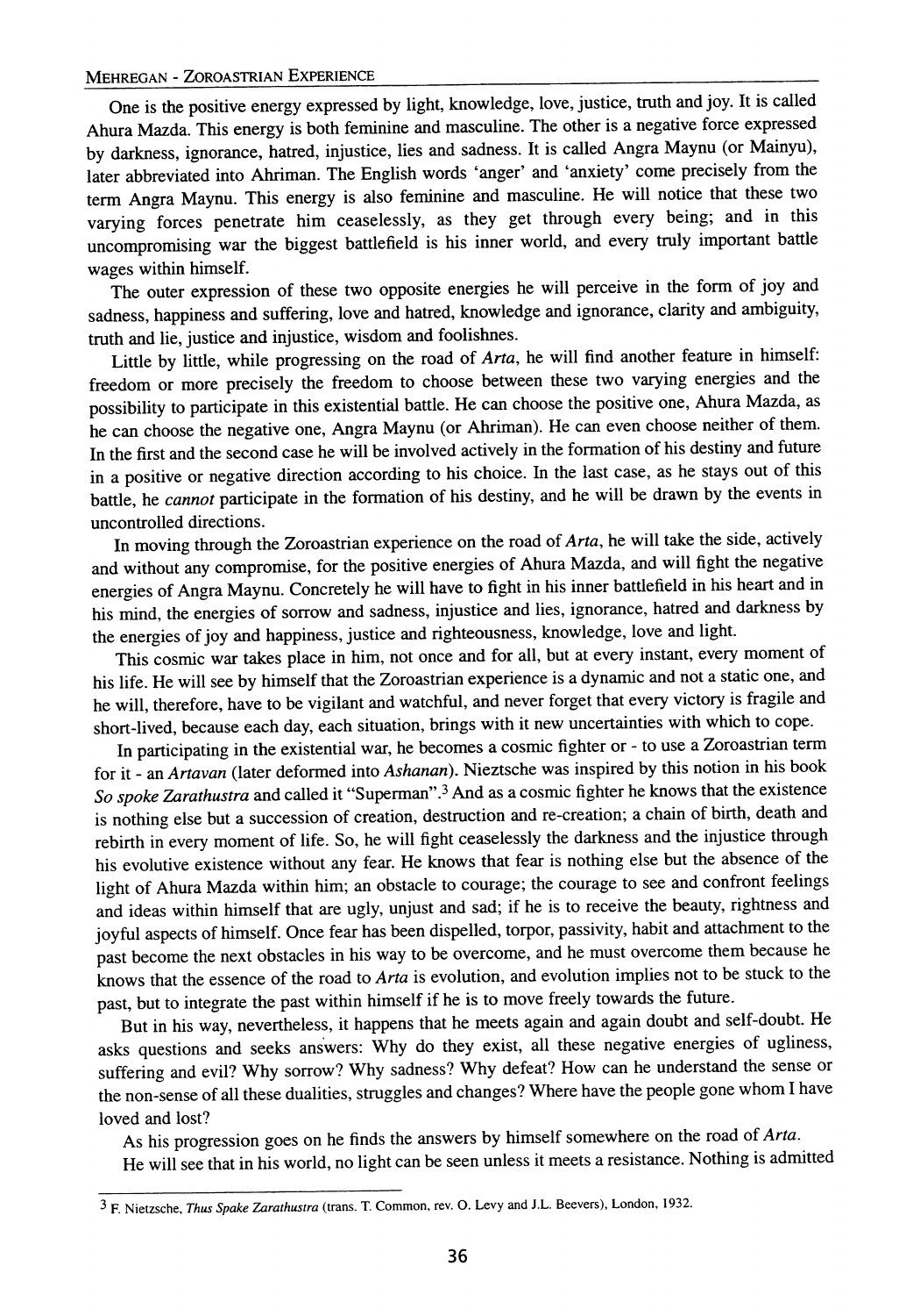One is the positive energy expressed by light, knowledge, love, justice, truth and joy. It is called Ahura Mazda. This energy is both feminine and masculine. The other is a negative force expressed by darkness, ignorance, hatred, injustice, lies and sadness. It is called Angra Maynu (or Mainyu), later abbreviated into Ahriman. The English words 'anger' and 'anxiety' come precisely from the term Angra Maynu. This energy is also feminine and masculine. He will notice that these two varying forces penetrate him ceaselessly, as they get through every being; and in this uncompromising war the biggest battlefield is his inner world, and every truly important battle wages within himself.

The outer expression of these two opposite energies he will perceive in the form of joy and sadness, happiness and suffering, love and hatred, knowledge and ignorance, clarity and ambiguity, truth and lie, justice and injustice, wisdom and foolishnes.

Little by little, while progressing on the road of *Arta*, he will find another feature in himself: freedom or more precisely the freedom to choose between these two varying energies and the possibility to participate in this existential battle. He can choose the positive one, Ahura Mazda, as he can choose the negative one, Angra Maynu (or Ahriman). He can even choose neither of them. In the first and the second case he will be involved actively in the formation of his destiny and future in a positive or negative direction according to his choice. In the last case, as he stays out of this battle, he *cannot* participate in the formation of his destiny, and he will be drawn by the events in uncontrolled directions.

In moving through the Zoroastrian experience on the road of *Arta*, he will take the side, actively and without any compromise, for the positive energies of Ahura Mazda, and will fight the negative energies of Angra Maynu. Concretely he will have to fight in his inner battlefield in his heart and in his mind, the energies of sorrow and sadness, injustice and lies, ignorance, hatred and darkness by the energies of joy and happiness, justice and righteousness, knowledge, love and light.

This cosmic war takes place in him, not once and for all, but at every instant, every moment of his life. He will see by himself that the Zoroastrian experience is a dynamic and not a static one, and he will, therefore, have to be vigilant and watchful, and never forget that every victory is fragile and short-lived, because each day, each situation, brings with it new uncertainties with which to cope.

In participating in the existential war, he becomes a cosmic fighter or - to use a Zoroastrian term for it - an *Artavan* (later deformed into *Ashanan*). Nieztsche was inspired by this notion in his book *So spoke Zarathustra* and called it "Superman".[3] And as a cosmic fighter he knows that the existence is nothing else but a succession of creation, destruction and re-creation; a chain of birth, death and rebirth in every moment of life. So, he will fight ceaselessly the darkness and the injustice through his evolutive existence without any fear. He knows that fear is nothing else but the absence of the light of Ahura Mazda within him; an obstacle to courage; the courage to see and confront feelings and ideas within himself that are ugly, unjust and sad; if he is to receive the beauty, rightness and joyful aspects of himself. Once fear has been dispelled, torpor, passivity, habit and attachment to the past become the next obstacles in his way to be overcome, and he must overcome them because he knows that the essence of the road to *Arta* is evolution, and evolution implies not to be stuck to the past, but to integrate the past within himself if he is to move freely towards the future.

But in his way, nevertheless, it happens that he meets again and again doubt and self-doubt. He asks questions and seeks answers: Why do they exist, all these negative energies of ugliness, suffering and evil? Why sorrow? Why sadness? Why defeat? How can he understand the sense or the non-sense of all these dualities, struggles and changes? Where have the people gone whom I have loved and lost?

As his progression goes on he finds the answers by himself somewhere on the road of *Arta*.

He will see that in his world, no light can be seen unless it meets a resistance. Nothing is admitted

---

[3] F. Nietzsche, *Thus Spake Zarathustra* (trans. T. Common, rev. O. Levy and J.L. Beevers), London, 1932.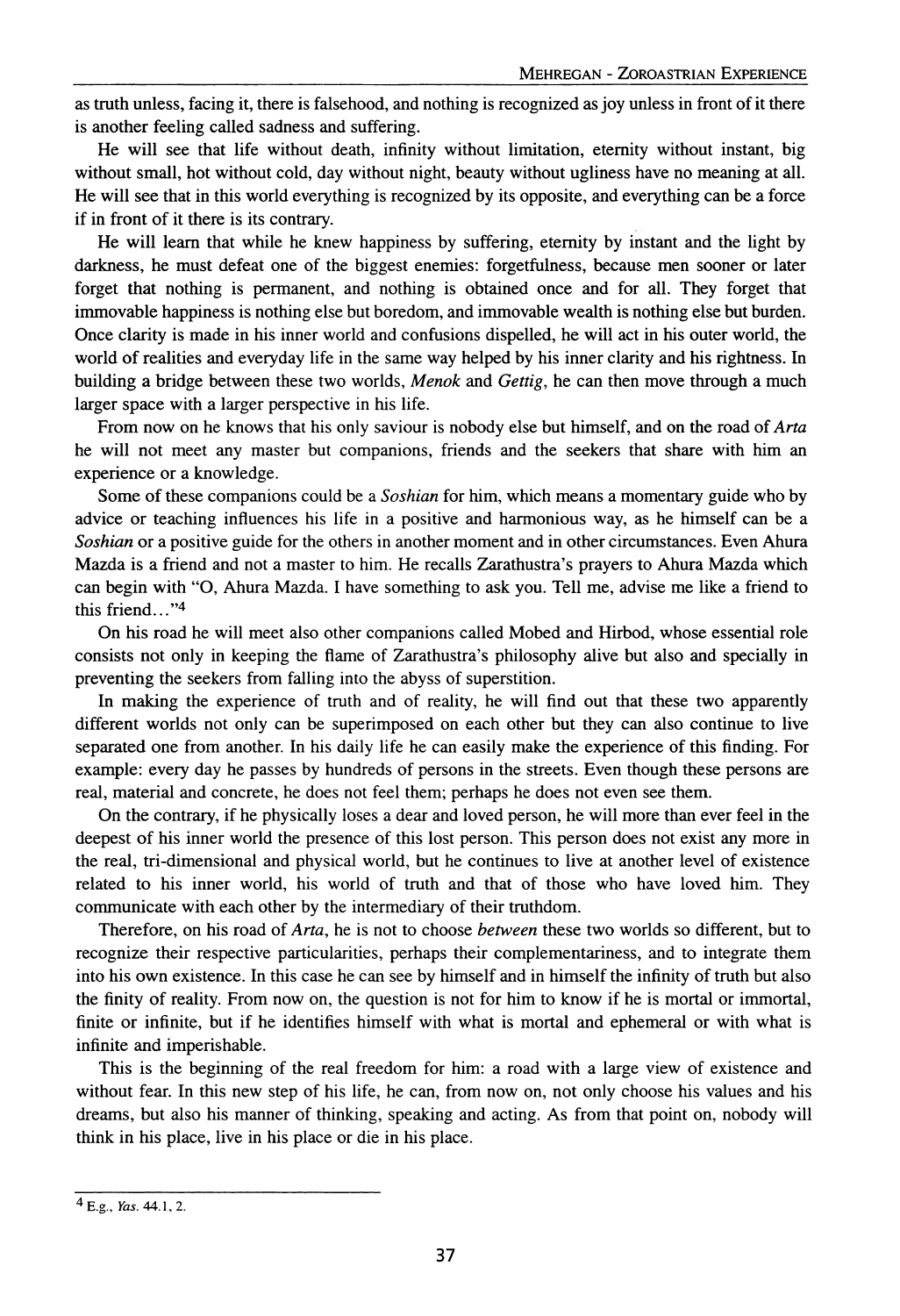as truth unless, facing it, there is falsehood, and nothing is recognized as joy unless in front of it there is another feeling called sadness and suffering.

He will see that life without death, infinity without limitation, eternity without instant, big without small, hot without cold, day without night, beauty without ugliness have no meaning at all. He will see that in this world everything is recognized by its opposite, and everything can be a force if in front of it there is its contrary.

He will learn that while he knew happiness by suffering, eternity by instant and the light by darkness, he must defeat one of the biggest enemies: forgetfulness, because men sooner or later forget that nothing is permanent, and nothing is obtained once and for all. They forget that immovable happiness is nothing else but boredom, and immovable wealth is nothing else but burden. Once clarity is made in his inner world and confusions dispelled, he will act in his outer world, the world of realities and everyday life in the same way helped by his inner clarity and his rightness. In building a bridge between these two worlds, *Menok* and *Gettig*, he can then move through a much larger space with a larger perspective in his life.

From now on he knows that his only saviour is nobody else but himself, and on the road of *Arta* he will not meet any master but companions, friends and the seekers that share with him an experience or a knowledge.

Some of these companions could be a *Soshian* for him, which means a momentary guide who by advice or teaching influences his life in a positive and harmonious way, as he himself can be a *Soshian* or a positive guide for the others in another moment and in other circumstances. Even Ahura Mazda is a friend and not a master to him. He recalls Zarathustra's prayers to Ahura Mazda which can begin with "O, Ahura Mazda. I have something to ask you. Tell me, advise me like a friend to this friend..."[4]

On his road he will meet also other companions called Mobed and Hirbod, whose essential role consists not only in keeping the flame of Zarathustra's philosophy alive but also and specially in preventing the seekers from falling into the abyss of superstition.

In making the experience of truth and of reality, he will find out that these two apparently different worlds not only can be superimposed on each other but they can also continue to live separated one from another. In his daily life he can easily make the experience of this finding. For example: every day he passes by hundreds of persons in the streets. Even though these persons are real, material and concrete, he does not feel them; perhaps he does not even see them.

On the contrary, if he physically loses a dear and loved person, he will more than ever feel in the deepest of his inner world the presence of this lost person. This person does not exist any more in the real, tri-dimensional and physical world, but he continues to live at another level of existence related to his inner world, his world of truth and that of those who have loved him. They communicate with each other by the intermediary of their truthdom.

Therefore, on his road of *Arta*, he is not to choose *between* these two worlds so different, but to recognize their respective particularities, perhaps their complementariness, and to integrate them into his own existence. In this case he can see by himself and in himself the infinity of truth but also the finity of reality. From now on, the question is not for him to know if he is mortal or immortal, finite or infinite, but if he identifies himself with what is mortal and ephemeral or with what is infinite and imperishable.

This is the beginning of the real freedom for him: a road with a large view of existence and without fear. In this new step of his life, he can, from now on, not only choose his values and his dreams, but also his manner of thinking, speaking and acting. As from that point on, nobody will think in his place, live in his place or die in his place.

---

[4] E.g., *Yas.* 44.1, 2.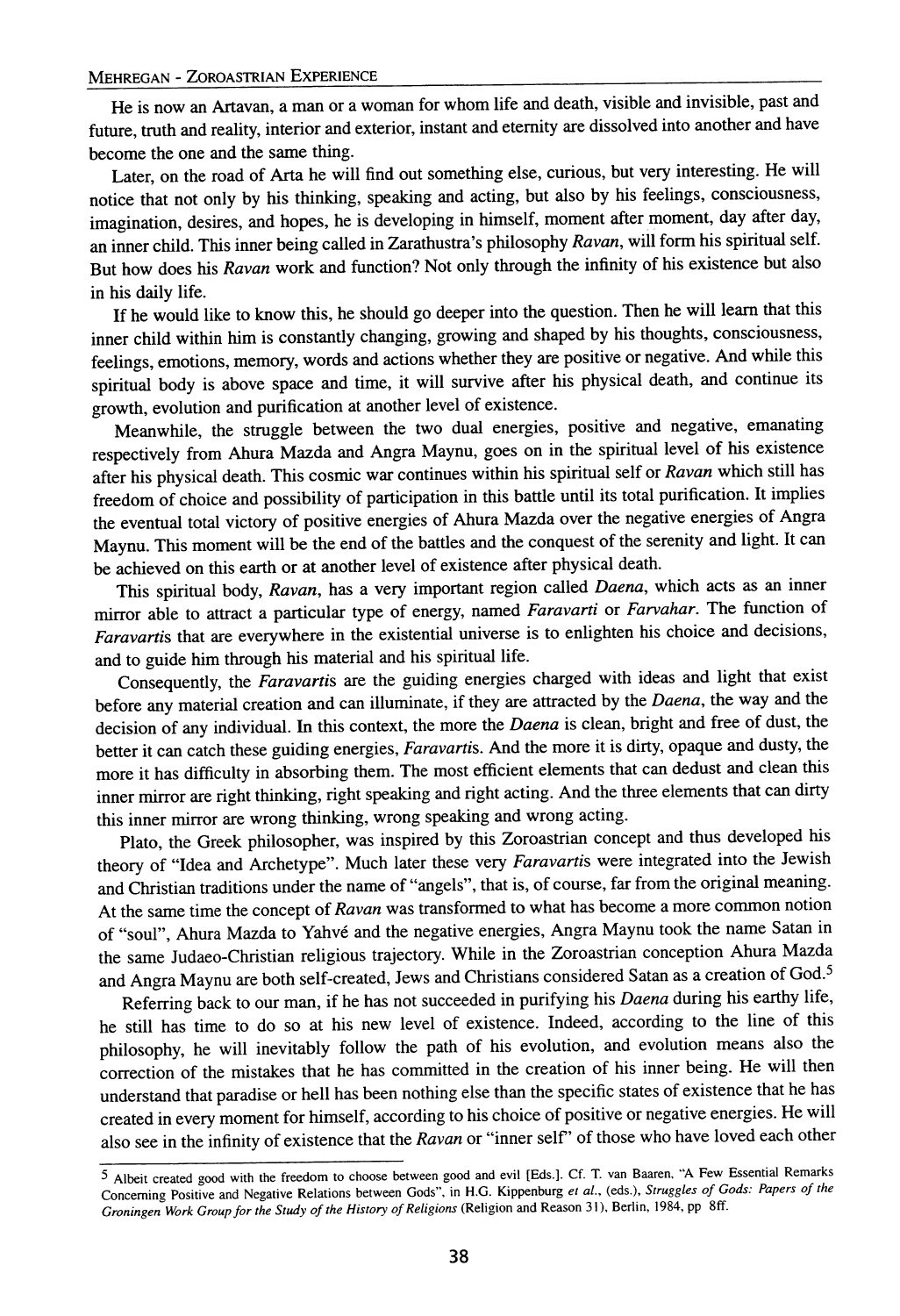He is now an Artavan, a man or a woman for whom life and death, visible and invisible, past and future, truth and reality, interior and exterior, instant and eternity are dissolved into another and have become the one and the same thing.

Later, on the road of Arta he will find out something else, curious, but very interesting. He will notice that not only by his thinking, speaking and acting, but also by his feelings, consciousness, imagination, desires, and hopes, he is developing in himself, moment after moment, day after day, an inner child. This inner being called in Zarathustra's philosophy *Ravan*, will form his spiritual self. But how does his *Ravan* work and function? Not only through the infinity of his existence but also in his daily life.

If he would like to know this, he should go deeper into the question. Then he will learn that this inner child within him is constantly changing, growing and shaped by his thoughts, consciousness, feelings, emotions, memory, words and actions whether they are positive or negative. And while this spiritual body is above space and time, it will survive after his physical death, and continue its growth, evolution and purification at another level of existence.

Meanwhile, the struggle between the two dual energies, positive and negative, emanating respectively from Ahura Mazda and Angra Maynu, goes on in the spiritual level of his existence after his physical death. This cosmic war continues within his spiritual self or *Ravan* which still has freedom of choice and possibility of participation in this battle until its total purification. It implies the eventual total victory of positive energies of Ahura Mazda over the negative energies of Angra Maynu. This moment will be the end of the battles and the conquest of the serenity and light. It can be achieved on this earth or at another level of existence after physical death.

This spiritual body, *Ravan*, has a very important region called *Daena*, which acts as an inner mirror able to attract a particular type of energy, named *Faravarti* or *Farvahar*. The function of *Faravartis* that are everywhere in the existential universe is to enlighten his choice and decisions, and to guide him through his material and his spiritual life.

Consequently, the *Faravartis* are the guiding energies charged with ideas and light that exist before any material creation and can illuminate, if they are attracted by the *Daena*, the way and the decision of any individual. In this context, the more the *Daena* is clean, bright and free of dust, the better it can catch these guiding energies, *Faravartis*. And the more it is dirty, opaque and dusty, the more it has difficulty in absorbing them. The most efficient elements that can dedust and clean this inner mirror are right thinking, right speaking and right acting. And the three elements that can dirty this inner mirror are wrong thinking, wrong speaking and wrong acting.

Plato, the Greek philosopher, was inspired by this Zoroastrian concept and thus developed his theory of "Idea and Archetype". Much later these very *Faravartis* were integrated into the Jewish and Christian traditions under the name of "angels", that is, of course, far from the original meaning. At the same time the concept of *Ravan* was transformed to what has become a more common notion of "soul", Ahura Mazda to Yahvé and the negative energies, Angra Maynu took the name Satan in the same Judaeo-Christian religious trajectory. While in the Zoroastrian conception Ahura Mazda and Angra Maynu are both self-created, Jews and Christians considered Satan as a creation of God.[5]

Referring back to our man, if he has not succeeded in purifying his *Daena* during his earthy life, he still has time to do so at his new level of existence. Indeed, according to the line of this philosophy, he will inevitably follow the path of his evolution, and evolution means also the correction of the mistakes that he has committed in the creation of his inner being. He will then understand that paradise or hell has been nothing else than the specific states of existence that he has created in every moment for himself, according to his choice of positive or negative energies. He will also see in the infinity of existence that the *Ravan* or "inner self" of those who have loved each other

---

[5] Albeit created good with the freedom to choose between good and evil [Eds.]. Cf. T. van Baaren, "A Few Essential Remarks Concerning Positive and Negative Relations between Gods", in H.G. Kippenburg *et al.*, (eds.), *Struggles of Gods: Papers of the Groningen Work Group for the Study of the History of Religions* (Religion and Reason 31), Berlin, 1984, pp 8ff.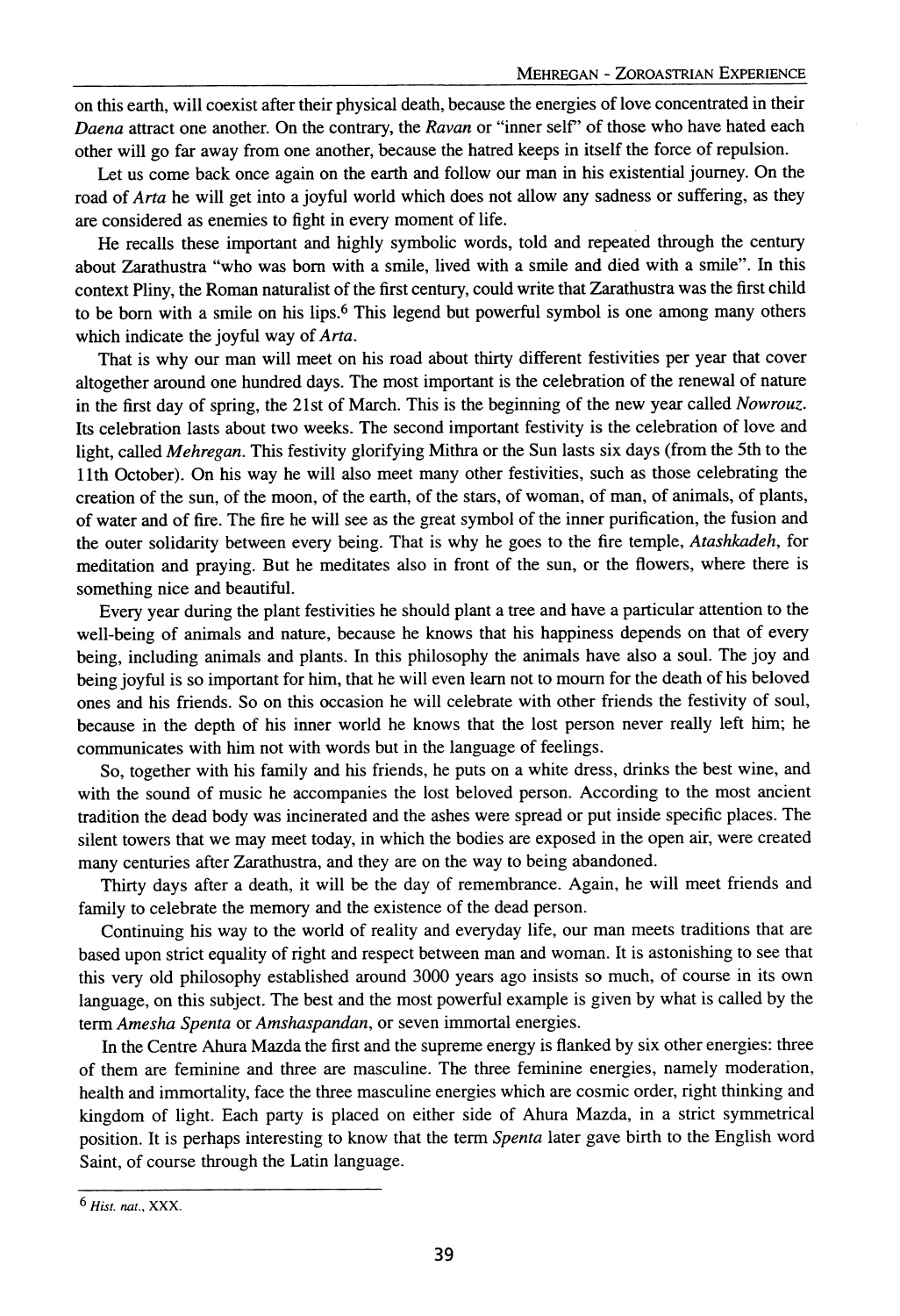on this earth, will coexist after their physical death, because the energies of love concentrated in their *Daena* attract one another. On the contrary, the *Ravan* or "inner self" of those who have hated each other will go far away from one another, because the hatred keeps in itself the force of repulsion.

Let us come back once again on the earth and follow our man in his existential journey. On the road of *Arta* he will get into a joyful world which does not allow any sadness or suffering, as they are considered as enemies to fight in every moment of life.

He recalls these important and highly symbolic words, told and repeated through the century about Zarathustra "who was born with a smile, lived with a smile and died with a smile". In this context Pliny, the Roman naturalist of the first century, could write that Zarathustra was the first child to be born with a smile on his lips.[6] This legend but powerful symbol is one among many others which indicate the joyful way of *Arta*.

That is why our man will meet on his road about thirty different festivities per year that cover altogether around one hundred days. The most important is the celebration of the renewal of nature in the first day of spring, the 21st of March. This is the beginning of the new year called *Nowrouz*. Its celebration lasts about two weeks. The second important festivity is the celebration of love and light, called *Mehregan*. This festivity glorifying Mithra or the Sun lasts six days (from the 5th to the 11th October). On his way he will also meet many other festivities, such as those celebrating the creation of the sun, of the moon, of the earth, of the stars, of woman, of man, of animals, of plants, of water and of fire. The fire he will see as the great symbol of the inner purification, the fusion and the outer solidarity between every being. That is why he goes to the fire temple, *Atashkadeh*, for meditation and praying. But he meditates also in front of the sun, or the flowers, where there is something nice and beautiful.

Every year during the plant festivities he should plant a tree and have a particular attention to the well-being of animals and nature, because he knows that his happiness depends on that of every being, including animals and plants. In this philosophy the animals have also a soul. The joy and being joyful is so important for him, that he will even learn not to mourn for the death of his beloved ones and his friends. So on this occasion he will celebrate with other friends the festivity of soul, because in the depth of his inner world he knows that the lost person never really left him; he communicates with him not with words but in the language of feelings.

So, together with his family and his friends, he puts on a white dress, drinks the best wine, and with the sound of music he accompanies the lost beloved person. According to the most ancient tradition the dead body was incinerated and the ashes were spread or put inside specific places. The silent towers that we may meet today, in which the bodies are exposed in the open air, were created many centuries after Zarathustra, and they are on the way to being abandoned.

Thirty days after a death, it will be the day of remembrance. Again, he will meet friends and family to celebrate the memory and the existence of the dead person.

Continuing his way to the world of reality and everyday life, our man meets traditions that are based upon strict equality of right and respect between man and woman. It is astonishing to see that this very old philosophy established around 3000 years ago insists so much, of course in its own language, on this subject. The best and the most powerful example is given by what is called by the term *Amesha Spenta* or *Amshaspandan*, or seven immortal energies.

In the Centre Ahura Mazda the first and the supreme energy is flanked by six other energies: three of them are feminine and three are masculine. The three feminine energies, namely moderation, health and immortality, face the three masculine energies which are cosmic order, right thinking and kingdom of light. Each party is placed on either side of Ahura Mazda, in a strict symmetrical position. It is perhaps interesting to know that the term *Spenta* later gave birth to the English word Saint, of course through the Latin language.

---

[6] *Hist. nat.*, XXX.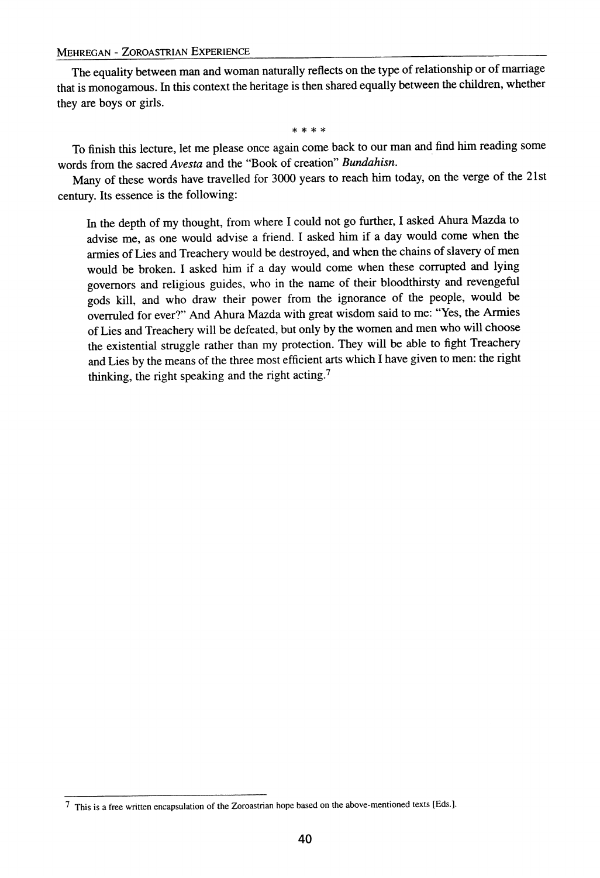The equality between man and woman naturally reflects on the type of relationship or of marriage that is monogamous. In this context the heritage is then shared equally between the children, whether they are boys or girls.

\* \* \* \*

To finish this lecture, let me please once again come back to our man and find him reading some words from the sacred *Avesta* and the "Book of creation" *Bundahisn*.

Many of these words have travelled for 3000 years to reach him today, on the verge of the 21st century. Its essence is the following:

> In the depth of my thought, from where I could not go further, I asked Ahura Mazda to advise me, as one would advise a friend. I asked him if a day would come when the armies of Lies and Treachery would be destroyed, and when the chains of slavery of men would be broken. I asked him if a day would come when these corrupted and lying governors and religious guides, who in the name of their bloodthirsty and revengeful gods kill, and who draw their power from the ignorance of the people, would be overruled for ever?" And Ahura Mazda with great wisdom said to me: "Yes, the Armies of Lies and Treachery will be defeated, but only by the women and men who will choose the existential struggle rather than my protection. They will be able to fight Treachery and Lies by the means of the three most efficient arts which I have given to men: the right thinking, the right speaking and the right acting.[7]

[7] This is a free written encapsulation of the Zoroastrian hope based on the above-mentioned texts [Eds.].